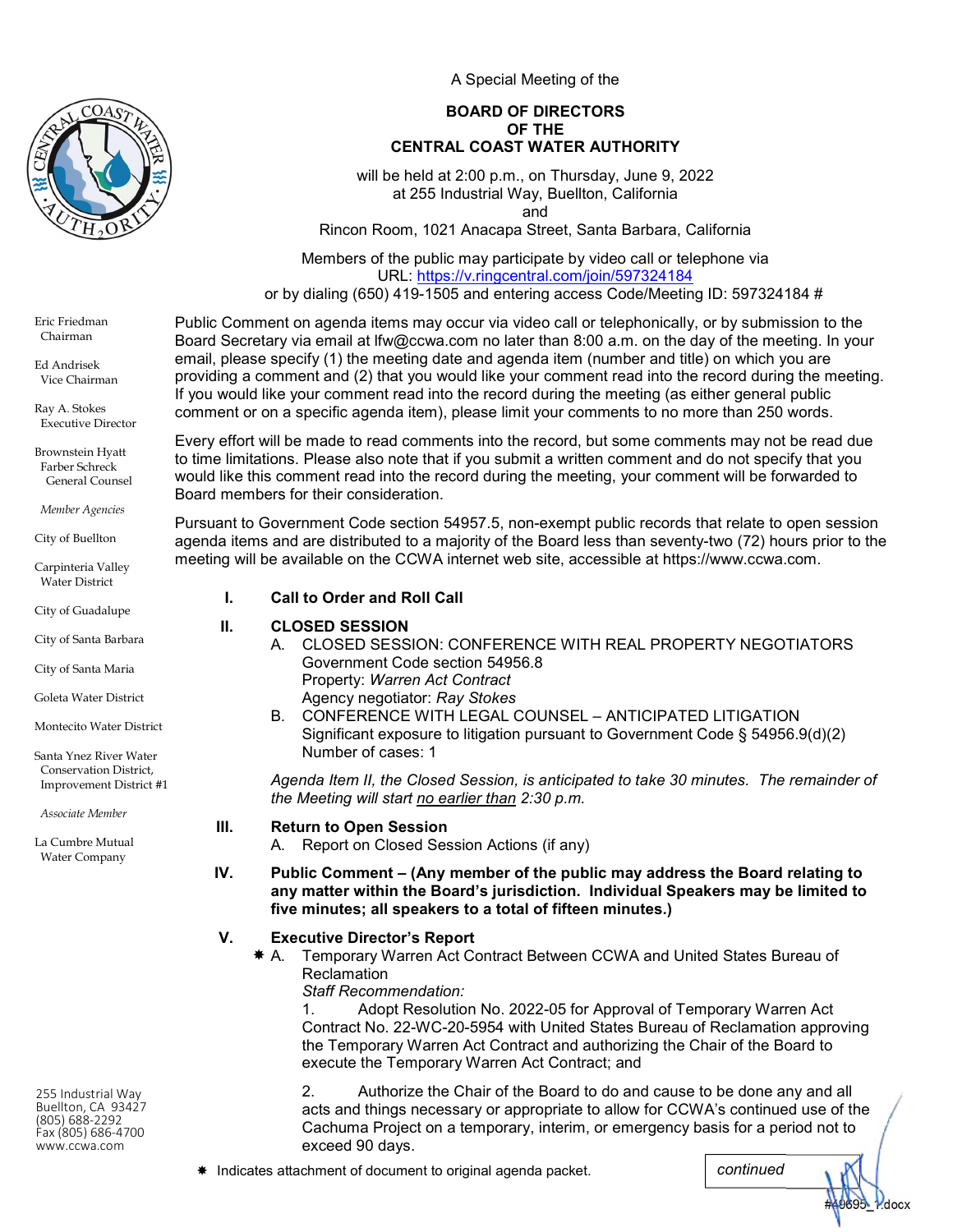A Special Meeting of the

**BOARD OF DIRECTORS**
**OF THE**
**CENTRAL COAST WATER AUTHORITY**

will be held at 2:00 p.m., on Thursday, June 9, 2022
at 255 Industrial Way, Buellton, California
and
Rincon Room, 1021 Anacapa Street, Santa Barbara, California

Members of the public may participate by video call or telephone via
URL: https://v.ringcentral.com/join/597324184
or by dialing (650) 419-1505 and entering access Code/Meeting ID: 597324184 #

Eric Friedman
Chairman

Ed Andrisek
Vice Chairman

Ray A. Stokes
Executive Director

Brownstein Hyatt Farber Schreck
General Counsel

*Member Agencies*

City of Buellton

Carpinteria Valley Water District

City of Guadalupe

City of Santa Barbara

City of Santa Maria

Goleta Water District

Montecito Water District

Santa Ynez River Water Conservation District, Improvement District #1

*Associate Member*

La Cumbre Mutual Water Company

255 Industrial Way
Buellton, CA 93427
(805) 688-2292
Fax (805) 686-4700
www.ccwa.com

Public Comment on agenda items may occur via video call or telephonically, or by submission to the Board Secretary via email at lfw@ccwa.com no later than 8:00 a.m. on the day of the meeting. In your email, please specify (1) the meeting date and agenda item (number and title) on which you are providing a comment and (2) that you would like your comment read into the record during the meeting. If you would like your comment read into the record during the meeting (as either general public comment or on a specific agenda item), please limit your comments to no more than 250 words.

Every effort will be made to read comments into the record, but some comments may not be read due to time limitations. Please also note that if you submit a written comment and do not specify that you would like this comment read into the record during the meeting, your comment will be forwarded to Board members for their consideration.

Pursuant to Government Code section 54957.5, non-exempt public records that relate to open session agenda items and are distributed to a majority of the Board less than seventy-two (72) hours prior to the meeting will be available on the CCWA internet web site, accessible at https://www.ccwa.com.

**I. Call to Order and Roll Call**

**II. CLOSED SESSION**

A. CLOSED SESSION: CONFERENCE WITH REAL PROPERTY NEGOTIATORS
Government Code section 54956.8
Property: *Warren Act Contract*
Agency negotiator: *Ray Stokes*

B. CONFERENCE WITH LEGAL COUNSEL – ANTICIPATED LITIGATION
Significant exposure to litigation pursuant to Government Code § 54956.9(d)(2)
Number of cases: 1

*Agenda Item II, the Closed Session, is anticipated to take 30 minutes. The remainder of the Meeting will start no earlier than 2:30 p.m.*

**III. Return to Open Session**

A. Report on Closed Session Actions (if any)

**IV. Public Comment – (Any member of the public may address the Board relating to any matter within the Board's jurisdiction. Individual Speakers may be limited to five minutes; all speakers to a total of fifteen minutes.)**

**V. Executive Director's Report**

✱ A. Temporary Warren Act Contract Between CCWA and United States Bureau of Reclamation
*Staff Recommendation:*

1. Adopt Resolution No. 2022-05 for Approval of Temporary Warren Act Contract No. 22-WC-20-5954 with United States Bureau of Reclamation approving the Temporary Warren Act Contract and authorizing the Chair of the Board to execute the Temporary Warren Act Contract; and

2. Authorize the Chair of the Board to do and cause to be done any and all acts and things necessary or appropriate to allow for CCWA's continued use of the Cachuma Project on a temporary, interim, or emergency basis for a period not to exceed 90 days.

✱ Indicates attachment of document to original agenda packet.

*continued*

#49695_1.docx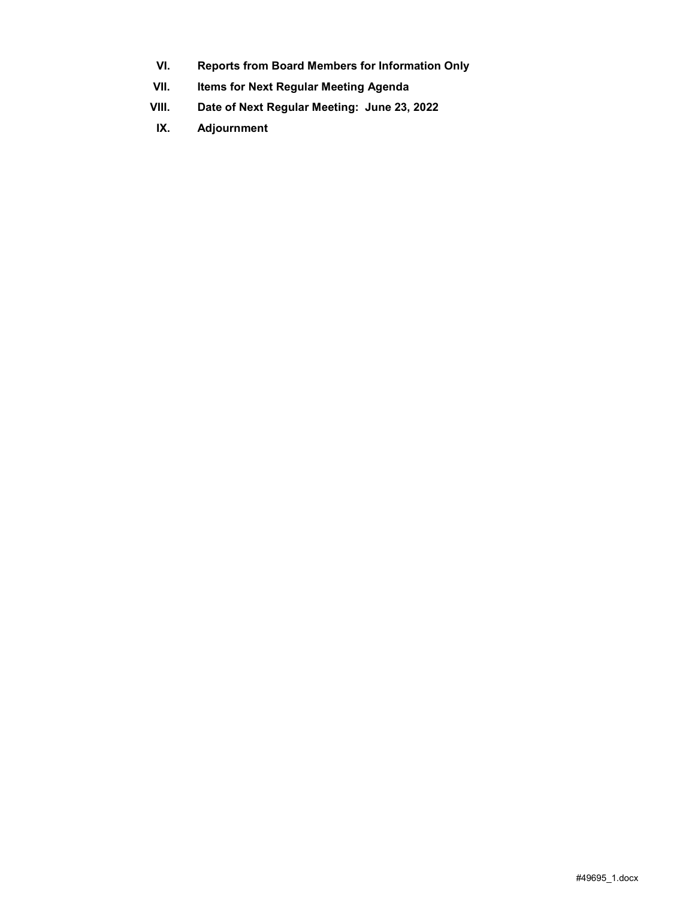**VI. Reports from Board Members for Information Only**

**VII. Items for Next Regular Meeting Agenda**

**VIII. Date of Next Regular Meeting: June 23, 2022**

**IX. Adjournment**

#49695_1.docx